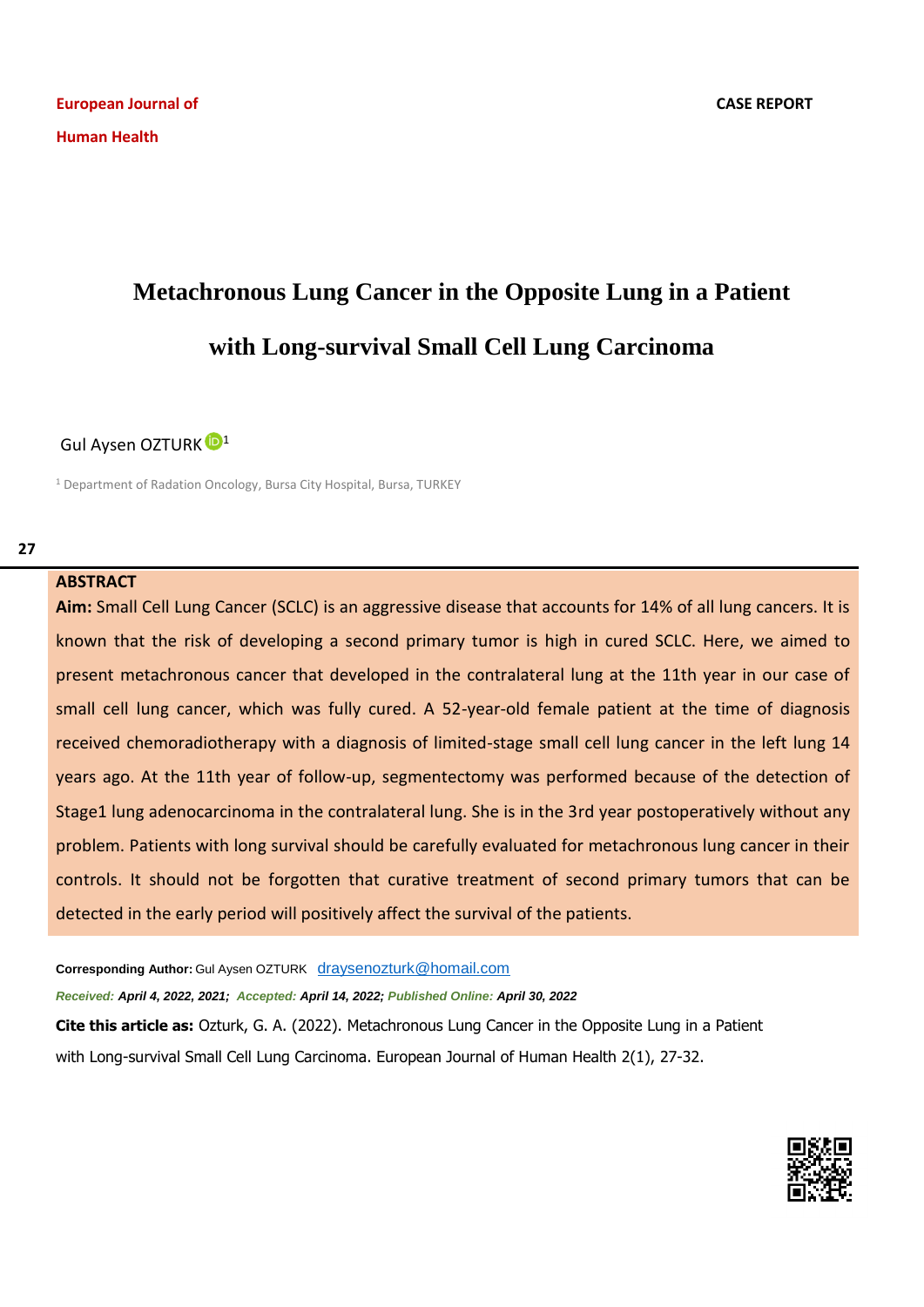European Journal of Human Health

CASE REPORT

# Metachronous Lung Cancer in the Opposite Lung in a Patient with Long-survival Small Cell Lung Carcinoma

Gul Aysen OZTURK [1]

[1] Department of Radiation Oncology, Bursa City Hospital, Bursa, TURKEY

## ABSTRACT

**Aim:** Small Cell Lung Cancer (SCLC) is an aggressive disease that accounts for 14% of all lung cancers. It is known that the risk of developing a second primary tumor is high in cured SCLC. Here, we aimed to present metachronous cancer that developed in the contralateral lung at the 11th year in our case of small cell lung cancer, which was fully cured. A 52-year-old female patient at the time of diagnosis received chemoradiotherapy with a diagnosis of limited-stage small cell lung cancer in the left lung 14 years ago. At the 11th year of follow-up, segmentectomy was performed because of the detection of Stage1 lung adenocarcinoma in the contralateral lung. She is in the 3rd year postoperatively without any problem. Patients with long survival should be carefully evaluated for metachronous lung cancer in their controls. It should not be forgotten that curative treatment of second primary tumors that can be detected in the early period will positively affect the survival of the patients.

**Corresponding Author:** Gul Aysen OZTURK draysenozturk@homail.com

***Received:*** ***April 4, 2022, 2021;*** ***Accepted:*** ***April 14, 2022;*** ***Published Online:*** ***April 30, 2022***

**Cite this article as:** Ozturk, G. A. (2022). Metachronous Lung Cancer in the Opposite Lung in a Patient with Long-survival Small Cell Lung Carcinoma. European Journal of Human Health 2(1), 27-32.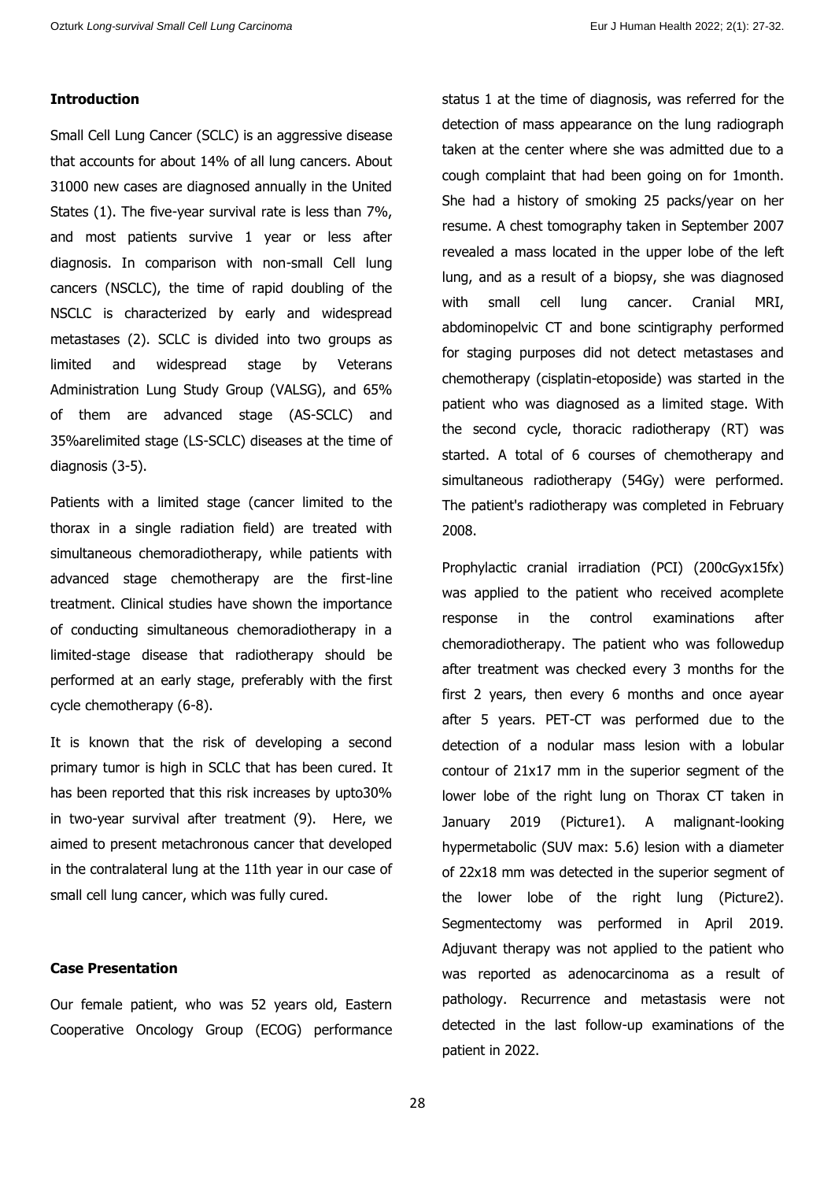## Introduction

Small Cell Lung Cancer (SCLC) is an aggressive disease that accounts for about 14% of all lung cancers. About 31000 new cases are diagnosed annually in the United States (1). The five-year survival rate is less than 7%, and most patients survive 1 year or less after diagnosis. In comparison with non-small Cell lung cancers (NSCLC), the time of rapid doubling of the NSCLC is characterized by early and widespread metastases (2). SCLC is divided into two groups as limited and widespread stage by Veterans Administration Lung Study Group (VALSG), and 65% of them are advanced stage (AS-SCLC) and 35%arelimited stage (LS-SCLC) diseases at the time of diagnosis (3-5).

Patients with a limited stage (cancer limited to the thorax in a single radiation field) are treated with simultaneous chemoradiotherapy, while patients with advanced stage chemotherapy are the first-line treatment. Clinical studies have shown the importance of conducting simultaneous chemoradiotherapy in a limited-stage disease that radiotherapy should be performed at an early stage, preferably with the first cycle chemotherapy (6-8).

It is known that the risk of developing a second primary tumor is high in SCLC that has been cured. It has been reported that this risk increases by upto30% in two-year survival after treatment (9). Here, we aimed to present metachronous cancer that developed in the contralateral lung at the 11th year in our case of small cell lung cancer, which was fully cured.

## Case Presentation

Our female patient, who was 52 years old, Eastern Cooperative Oncology Group (ECOG) performance status 1 at the time of diagnosis, was referred for the detection of mass appearance on the lung radiograph taken at the center where she was admitted due to a cough complaint that had been going on for 1month. She had a history of smoking 25 packs/year on her resume. A chest tomography taken in September 2007 revealed a mass located in the upper lobe of the left lung, and as a result of a biopsy, she was diagnosed with small cell lung cancer. Cranial MRI, abdominopelvic CT and bone scintigraphy performed for staging purposes did not detect metastases and chemotherapy (cisplatin-etoposide) was started in the patient who was diagnosed as a limited stage. With the second cycle, thoracic radiotherapy (RT) was started. A total of 6 courses of chemotherapy and simultaneous radiotherapy (54Gy) were performed. The patient's radiotherapy was completed in February 2008.

Prophylactic cranial irradiation (PCI) (200cGyx15fx) was applied to the patient who received acomplete response in the control examinations after chemoradiotherapy. The patient who was followedup after treatment was checked every 3 months for the first 2 years, then every 6 months and once ayear after 5 years. PET-CT was performed due to the detection of a nodular mass lesion with a lobular contour of 21x17 mm in the superior segment of the lower lobe of the right lung on Thorax CT taken in January 2019 (Picture1). A malignant-looking hypermetabolic (SUV max: 5.6) lesion with a diameter of 22x18 mm was detected in the superior segment of the lower lobe of the right lung (Picture2). Segmentectomy was performed in April 2019. Adjuvant therapy was not applied to the patient who was reported as adenocarcinoma as a result of pathology. Recurrence and metastasis were not detected in the last follow-up examinations of the patient in 2022.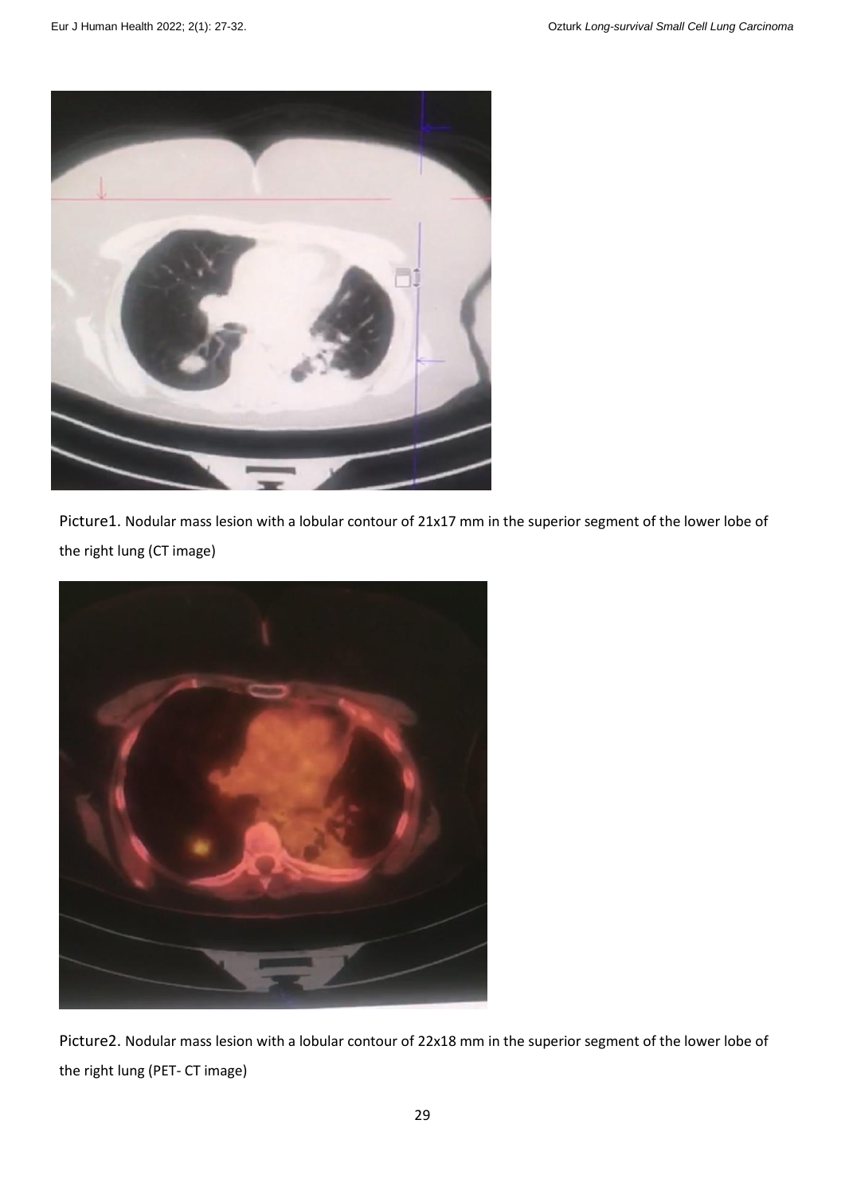Picture1. Nodular mass lesion with a lobular contour of 21x17 mm in the superior segment of the lower lobe of the right lung (CT image)

Picture2. Nodular mass lesion with a lobular contour of 22x18 mm in the superior segment of the lower lobe of the right lung (PET- CT image)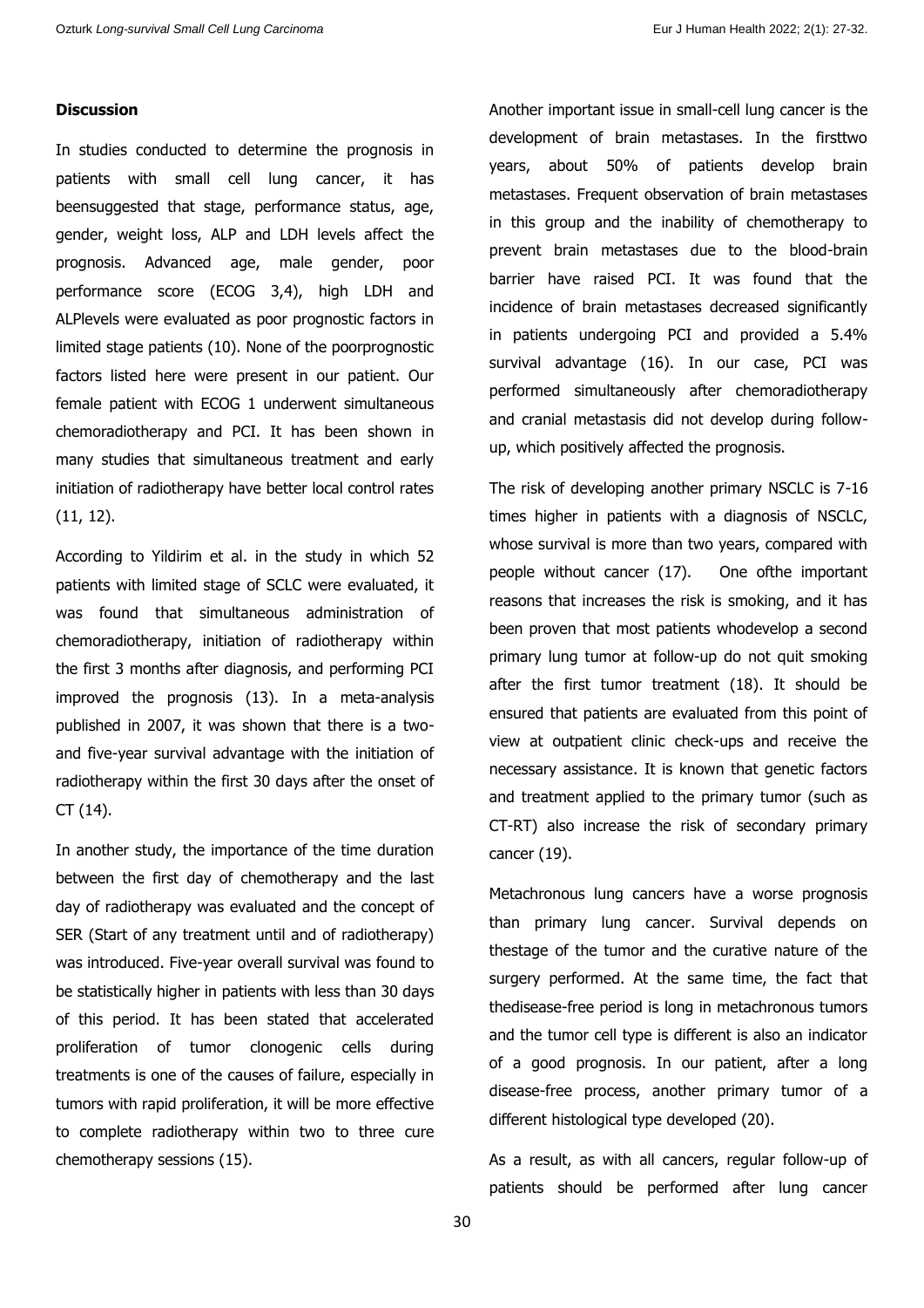## Discussion

In studies conducted to determine the prognosis in patients with small cell lung cancer, it has beensuggested that stage, performance status, age, gender, weight loss, ALP and LDH levels affect the prognosis. Advanced age, male gender, poor performance score (ECOG 3,4), high LDH and ALPlevels were evaluated as poor prognostic factors in limited stage patients (10). None of the poorprognostic factors listed here were present in our patient. Our female patient with ECOG 1 underwent simultaneous chemoradiotherapy and PCI. It has been shown in many studies that simultaneous treatment and early initiation of radiotherapy have better local control rates (11, 12).

According to Yildirim et al. in the study in which 52 patients with limited stage of SCLC were evaluated, it was found that simultaneous administration of chemoradiotherapy, initiation of radiotherapy within the first 3 months after diagnosis, and performing PCI improved the prognosis (13). In a meta-analysis published in 2007, it was shown that there is a two- and five-year survival advantage with the initiation of radiotherapy within the first 30 days after the onset of CT (14).

In another study, the importance of the time duration between the first day of chemotherapy and the last day of radiotherapy was evaluated and the concept of SER (Start of any treatment until and of radiotherapy) was introduced. Five-year overall survival was found to be statistically higher in patients with less than 30 days of this period. It has been stated that accelerated proliferation of tumor clonogenic cells during treatments is one of the causes of failure, especially in tumors with rapid proliferation, it will be more effective to complete radiotherapy within two to three cure chemotherapy sessions (15).

Another important issue in small-cell lung cancer is the development of brain metastases. In the firsttwo years, about 50% of patients develop brain metastases. Frequent observation of brain metastases in this group and the inability of chemotherapy to prevent brain metastases due to the blood-brain barrier have raised PCI. It was found that the incidence of brain metastases decreased significantly in patients undergoing PCI and provided a 5.4% survival advantage (16). In our case, PCI was performed simultaneously after chemoradiotherapy and cranial metastasis did not develop during follow-up, which positively affected the prognosis.

The risk of developing another primary NSCLC is 7-16 times higher in patients with a diagnosis of NSCLC, whose survival is more than two years, compared with people without cancer (17). One ofthe important reasons that increases the risk is smoking, and it has been proven that most patients whodevelop a second primary lung tumor at follow-up do not quit smoking after the first tumor treatment (18). It should be ensured that patients are evaluated from this point of view at outpatient clinic check-ups and receive the necessary assistance. It is known that genetic factors and treatment applied to the primary tumor (such as CT-RT) also increase the risk of secondary primary cancer (19).

Metachronous lung cancers have a worse prognosis than primary lung cancer. Survival depends on thestage of the tumor and the curative nature of the surgery performed. At the same time, the fact that thedisease-free period is long in metachronous tumors and the tumor cell type is different is also an indicator of a good prognosis. In our patient, after a long disease-free process, another primary tumor of a different histological type developed (20).

As a result, as with all cancers, regular follow-up of patients should be performed after lung cancer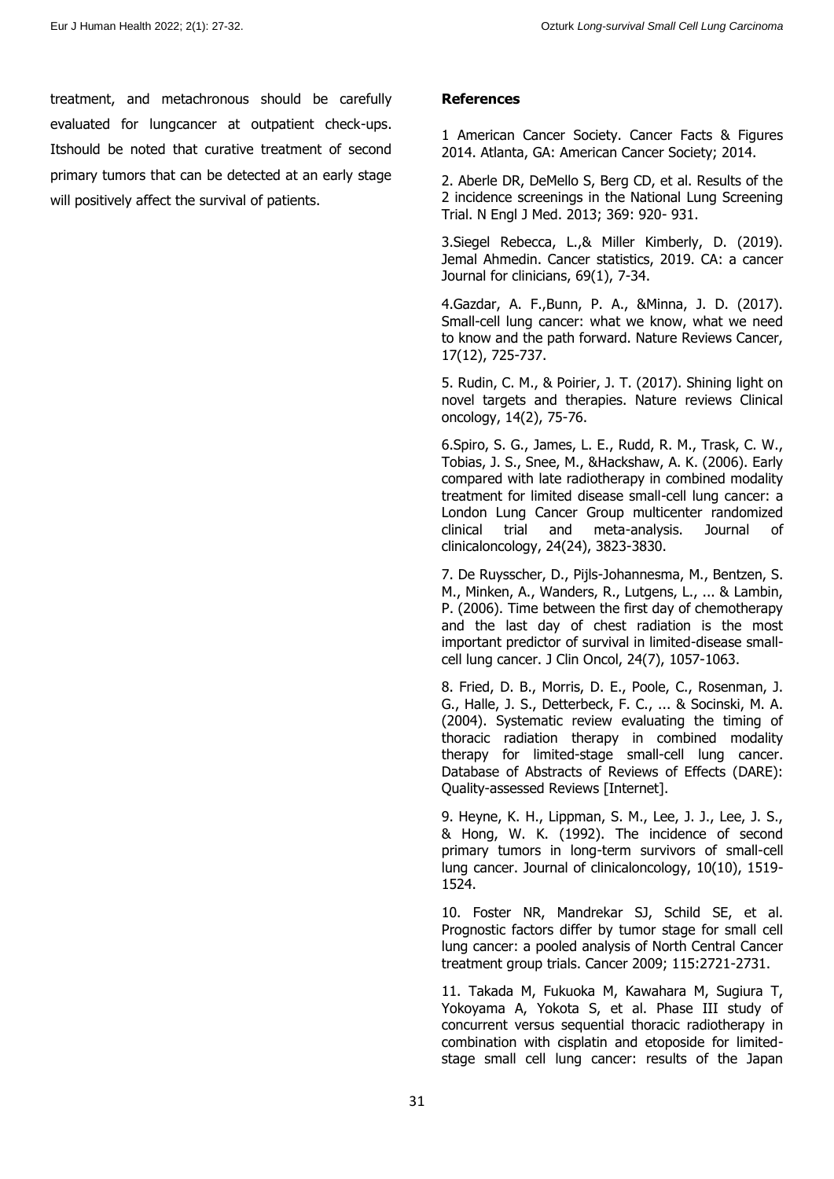treatment, and metachronous should be carefully evaluated for lungcancer at outpatient check-ups. Itshould be noted that curative treatment of second primary tumors that can be detected at an early stage will positively affect the survival of patients.

**References**

1 American Cancer Society. Cancer Facts & Figures 2014. Atlanta, GA: American Cancer Society; 2014.

2. Aberle DR, DeMello S, Berg CD, et al. Results of the 2 incidence screenings in the National Lung Screening Trial. N Engl J Med. 2013; 369: 920- 931.

3.Siegel Rebecca, L.,& Miller Kimberly, D. (2019). Jemal Ahmedin. Cancer statistics, 2019. CA: a cancer Journal for clinicians, 69(1), 7-34.

4.Gazdar, A. F.,Bunn, P. A., &Minna, J. D. (2017). Small-cell lung cancer: what we know, what we need to know and the path forward. Nature Reviews Cancer, 17(12), 725-737.

5. Rudin, C. M., & Poirier, J. T. (2017). Shining light on novel targets and therapies. Nature reviews Clinical oncology, 14(2), 75-76.

6.Spiro, S. G., James, L. E., Rudd, R. M., Trask, C. W., Tobias, J. S., Snee, M., &Hackshaw, A. K. (2006). Early compared with late radiotherapy in combined modality treatment for limited disease small-cell lung cancer: a London Lung Cancer Group multicenter randomized clinical trial and meta-analysis. Journal of clinicaloncology, 24(24), 3823-3830.

7. De Ruysscher, D., Pijls-Johannesma, M., Bentzen, S. M., Minken, A., Wanders, R., Lutgens, L., ... & Lambin, P. (2006). Time between the first day of chemotherapy and the last day of chest radiation is the most important predictor of survival in limited-disease small-cell lung cancer. J Clin Oncol, 24(7), 1057-1063.

8. Fried, D. B., Morris, D. E., Poole, C., Rosenman, J. G., Halle, J. S., Detterbeck, F. C., ... & Socinski, M. A. (2004). Systematic review evaluating the timing of thoracic radiation therapy in combined modality therapy for limited-stage small-cell lung cancer. Database of Abstracts of Reviews of Effects (DARE): Quality-assessed Reviews [Internet].

9. Heyne, K. H., Lippman, S. M., Lee, J. J., Lee, J. S., & Hong, W. K. (1992). The incidence of second primary tumors in long-term survivors of small-cell lung cancer. Journal of clinicaloncology, 10(10), 1519-1524.

10. Foster NR, Mandrekar SJ, Schild SE, et al. Prognostic factors differ by tumor stage for small cell lung cancer: a pooled analysis of North Central Cancer treatment group trials. Cancer 2009; 115:2721-2731.

11. Takada M, Fukuoka M, Kawahara M, Sugiura T, Yokoyama A, Yokota S, et al. Phase III study of concurrent versus sequential thoracic radiotherapy in combination with cisplatin and etoposide for limited-stage small cell lung cancer: results of the Japan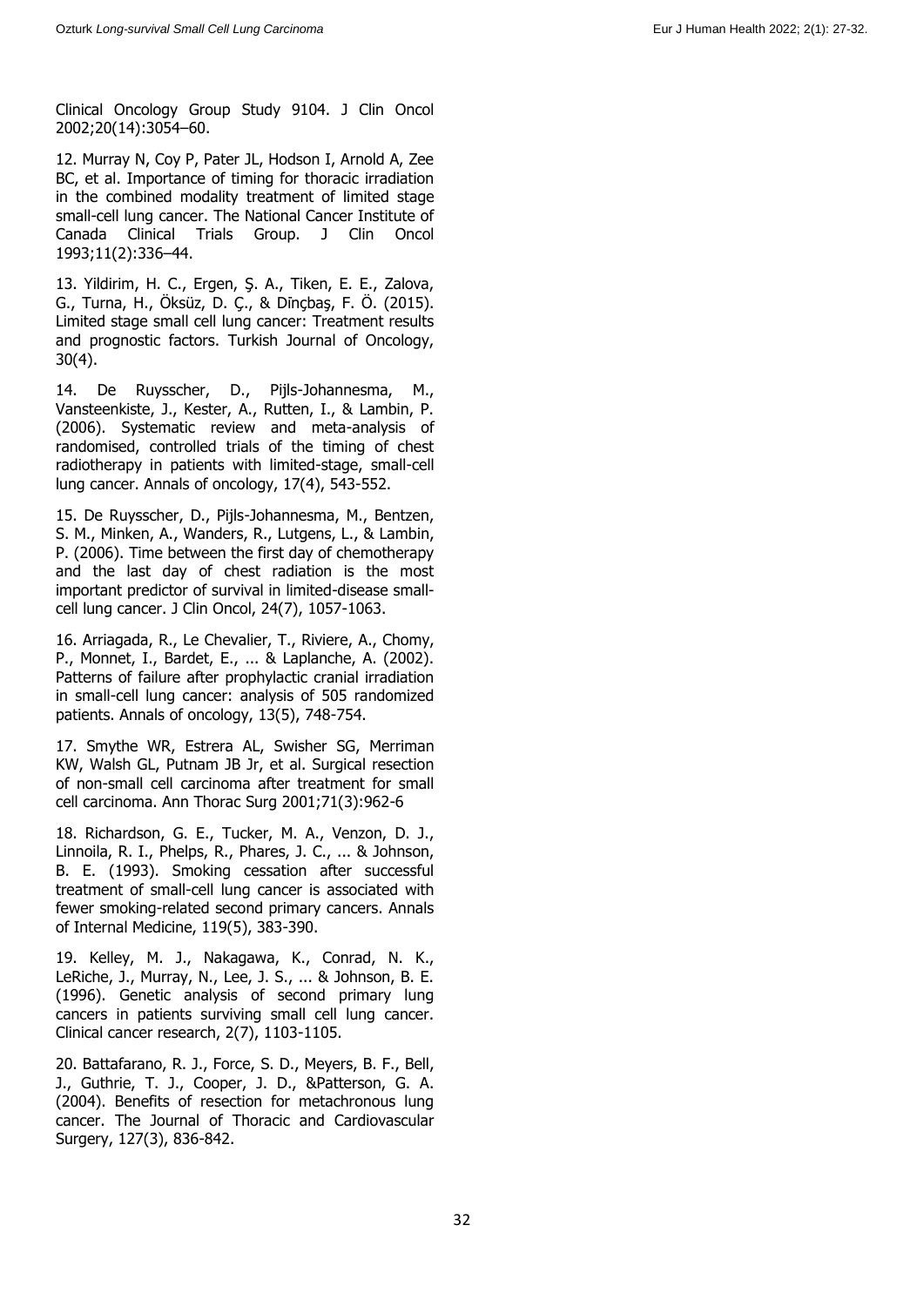Clinical Oncology Group Study 9104. J Clin Oncol 2002;20(14):3054–60.

12. Murray N, Coy P, Pater JL, Hodson I, Arnold A, Zee BC, et al. Importance of timing for thoracic irradiation in the combined modality treatment of limited stage small-cell lung cancer. The National Cancer Institute of Canada Clinical Trials Group. J Clin Oncol 1993;11(2):336–44.

13. Yildirim, H. C., Ergen, Ş. A., Tiken, E. E., Zalova, G., Turna, H., Öksüz, D. Ç., & Dînçbaş, F. Ö. (2015). Limited stage small cell lung cancer: Treatment results and prognostic factors. Turkish Journal of Oncology, 30(4).

14. De Ruysscher, D., Pijls-Johannesma, M., Vansteenkiste, J., Kester, A., Rutten, I., & Lambin, P. (2006). Systematic review and meta-analysis of randomised, controlled trials of the timing of chest radiotherapy in patients with limited-stage, small-cell lung cancer. Annals of oncology, 17(4), 543-552.

15. De Ruysscher, D., Pijls-Johannesma, M., Bentzen, S. M., Minken, A., Wanders, R., Lutgens, L., & Lambin, P. (2006). Time between the first day of chemotherapy and the last day of chest radiation is the most important predictor of survival in limited-disease small-cell lung cancer. J Clin Oncol, 24(7), 1057-1063.

16. Arriagada, R., Le Chevalier, T., Riviere, A., Chomy, P., Monnet, I., Bardet, E., ... & Laplanche, A. (2002). Patterns of failure after prophylactic cranial irradiation in small-cell lung cancer: analysis of 505 randomized patients. Annals of oncology, 13(5), 748-754.

17. Smythe WR, Estrera AL, Swisher SG, Merriman KW, Walsh GL, Putnam JB Jr, et al. Surgical resection of non-small cell carcinoma after treatment for small cell carcinoma. Ann Thorac Surg 2001;71(3):962-6

18. Richardson, G. E., Tucker, M. A., Venzon, D. J., Linnoila, R. I., Phelps, R., Phares, J. C., ... & Johnson, B. E. (1993). Smoking cessation after successful treatment of small-cell lung cancer is associated with fewer smoking-related second primary cancers. Annals of Internal Medicine, 119(5), 383-390.

19. Kelley, M. J., Nakagawa, K., Conrad, N. K., LeRiche, J., Murray, N., Lee, J. S., ... & Johnson, B. E. (1996). Genetic analysis of second primary lung cancers in patients surviving small cell lung cancer. Clinical cancer research, 2(7), 1103-1105.

20. Battafarano, R. J., Force, S. D., Meyers, B. F., Bell, J., Guthrie, T. J., Cooper, J. D., &Patterson, G. A. (2004). Benefits of resection for metachronous lung cancer. The Journal of Thoracic and Cardiovascular Surgery, 127(3), 836-842.